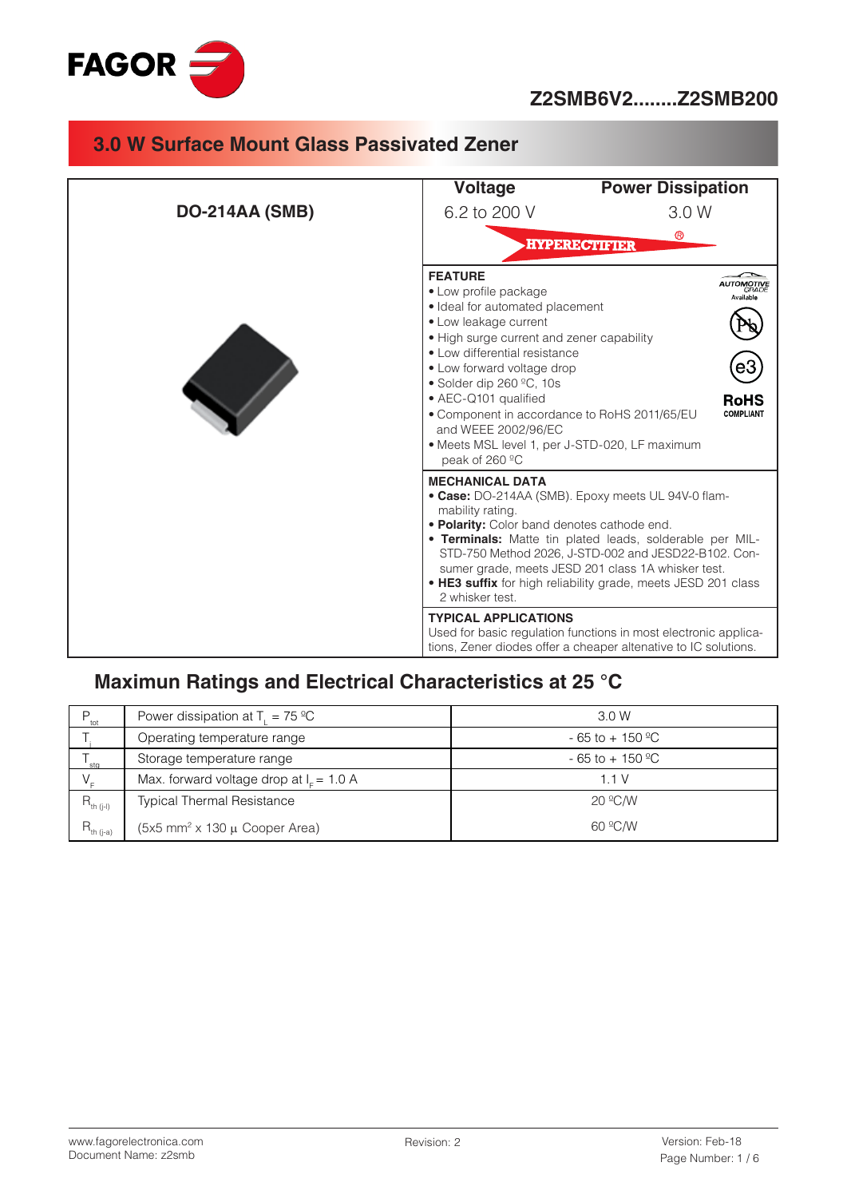FAGOR

# Z2SMB6V2........Z2SMB200

## 3.0 W Surface Mount Glass Passivated Zener

**DO-214AA (SMB)**

| Voltage | Power Dissipation |
|---|---|
| 6.2 to 200 V | 3.0 W |

HYPERECTIFIER®

**FEATURE**

- Low profile package
- Ideal for automated placement
- Low leakage current
- High surge current and zener capability
- Low differential resistance
- Low forward voltage drop
- Solder dip 260 ºC, 10s
- AEC-Q101 qualified
- Component in accordance to RoHS 2011/65/EU and WEEE 2002/96/EC
- Meets MSL level 1, per J-STD-020, LF maximum peak of 260 ºC

AUTOMOTIVE GRADE Available

RoHS COMPLIANT

**MECHANICAL DATA**

- **Case:** DO-214AA (SMB). Epoxy meets UL 94V-0 flammability rating.
- **Polarity:** Color band denotes cathode end.
- **Terminals:** Matte tin plated leads, solderable per MIL-STD-750 Method 2026, J-STD-002 and JESD22-B102. Consumer grade, meets JESD 201 class 1A whisker test.
- **HE3 suffix** for high reliability grade, meets JESD 201 class 2 whisker test.

**TYPICAL APPLICATIONS**

Used for basic regulation functions in most electronic applications, Zener diodes offer a cheaper altenative to IC solutions.

## Maximun Ratings and Electrical Characteristics at 25 °C

| Symbol | Parameter | Value |
|---|---|---|
| $P_{tot}$ | Power dissipation at $T_L$ = 75 ºC | 3.0 W |
| $T_j$ | Operating temperature range | - 65 to + 150 ºC |
| $T_{stg}$ | Storage temperature range | - 65 to + 150 ºC |
| $V_F$ | Max. forward voltage drop at $I_F$ = 1.0 A | 1.1 V |
| $R_{th\ (j\text{-}l)}$ | Typical Thermal Resistance | 20 ºC/W |
| $R_{th\ (j\text{-}a)}$ | (5x5 mm² x 130 µ Cooper Area) | 60 ºC/W |

www.fagorelectronica.com
Document Name: z2smb

Revision: 2

Version: Feb-18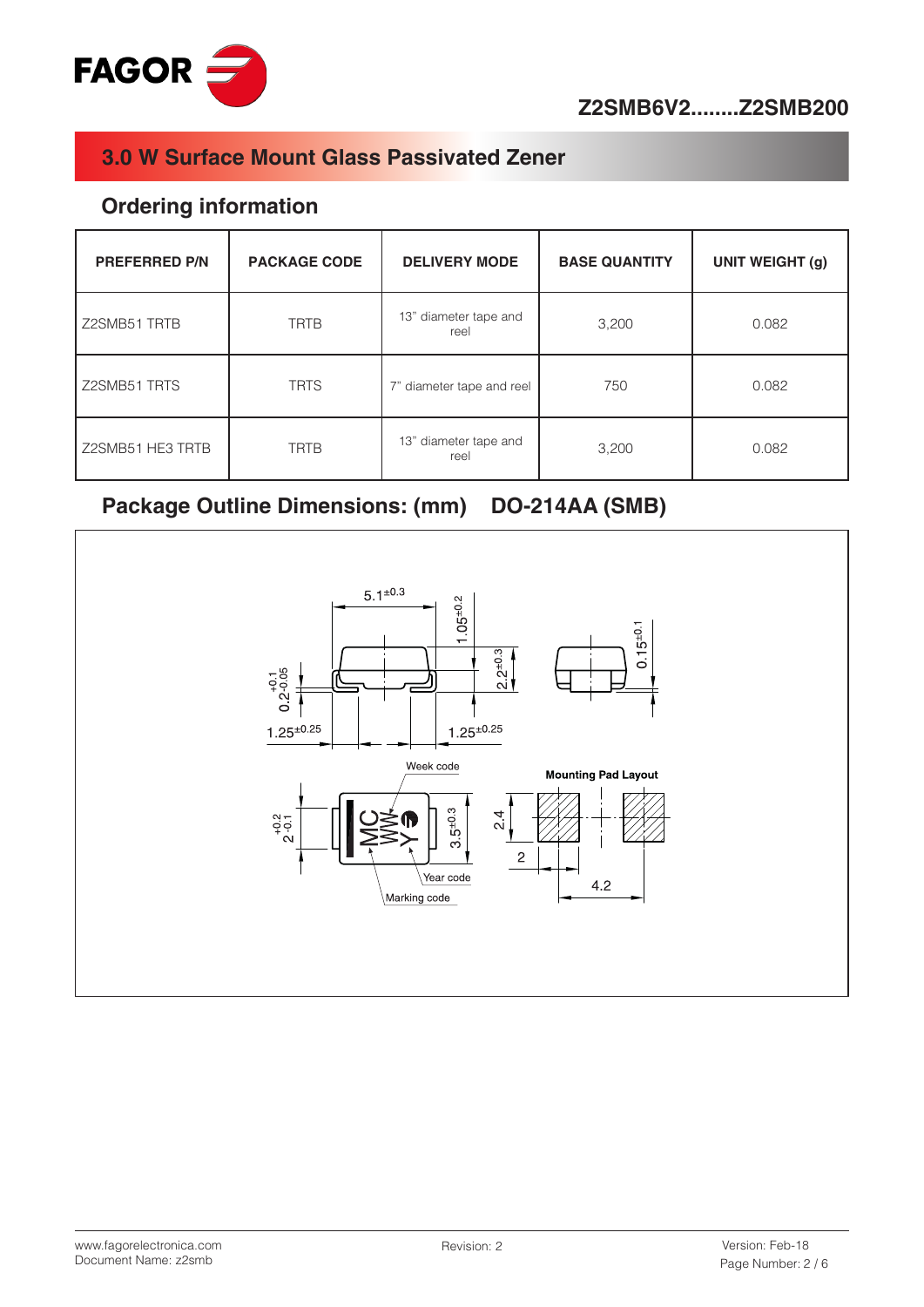## 3.0 W Surface Mount Glass Passivated Zener

### Ordering information

| PREFERRED P/N | PACKAGE CODE | DELIVERY MODE | BASE QUANTITY | UNIT WEIGHT (g) |
|---|---|---|---|---|
| Z2SMB51 TRTB | TRTB | 13" diameter tape and reel | 3,200 | 0.082 |
| Z2SMB51 TRTS | TRTS | 7" diameter tape and reel | 750 | 0.082 |
| Z2SMB51 HE3 TRTB | TRTB | 13" diameter tape and reel | 3,200 | 0.082 |

### Package Outline Dimensions: (mm) DO-214AA (SMB)

$5.1^{\pm0.3}$

$1.05^{\pm0.2}$

$2.2^{\pm0.3}$

$0.15^{\pm0.1}$

$0.2^{+0.1}_{-0.05}$

$1.25^{\pm0.25}$

$1.25^{\pm0.25}$

Week code

Year code

Marking code

$2^{+0.2}_{-0.1}$

$3.5^{\pm0.3}$

Mounting Pad Layout

2.4

2

4.2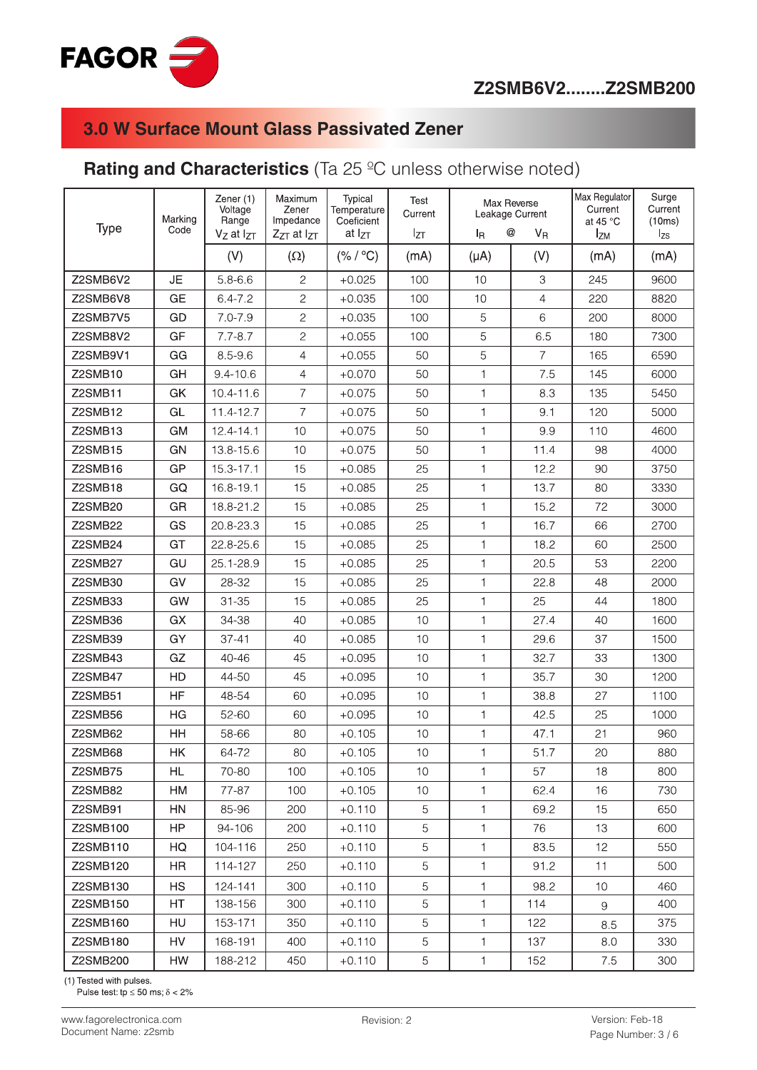## 3.0 W Surface Mount Glass Passivated Zener

## Rating and Characteristics (Ta 25 ºC unless otherwise noted)

| Type | Marking Code | Zener (1) Voltage Range $V_Z$ at $I_{ZT}$ | Maximum Zener Impedance $Z_{ZT}$ at $I_{ZT}$ | Typical Temperature Coeficient at $I_{ZT}$ | Test Current $I_{ZT}$ | Max Reverse Leakage Current $I_R$ @ | $V_R$ | Max Regulator Current at 45 °C $I_{ZM}$ | Surge Current (10ms) $I_{ZS}$ |
|---|---|---|---|---|---|---|---|---|---|
| | | (V) | (Ω) | (% / °C) | (mA) | (μA) | (V) | (mA) | (mA) |
| Z2SMB6V2 | JE | 5.8-6.6 | 2 | +0.025 | 100 | 10 | 3 | 245 | 9600 |
| Z2SMB6V8 | GE | 6.4-7.2 | 2 | +0.035 | 100 | 10 | 4 | 220 | 8820 |
| Z2SMB7V5 | GD | 7.0-7.9 | 2 | +0.035 | 100 | 5 | 6 | 200 | 8000 |
| Z2SMB8V2 | GF | 7.7-8.7 | 2 | +0.055 | 100 | 5 | 6.5 | 180 | 7300 |
| Z2SMB9V1 | GG | 8.5-9.6 | 4 | +0.055 | 50 | 5 | 7 | 165 | 6590 |
| Z2SMB10 | GH | 9.4-10.6 | 4 | +0.070 | 50 | 1 | 7.5 | 145 | 6000 |
| Z2SMB11 | GK | 10.4-11.6 | 7 | +0.075 | 50 | 1 | 8.3 | 135 | 5450 |
| Z2SMB12 | GL | 11.4-12.7 | 7 | +0.075 | 50 | 1 | 9.1 | 120 | 5000 |
| Z2SMB13 | GM | 12.4-14.1 | 10 | +0.075 | 50 | 1 | 9.9 | 110 | 4600 |
| Z2SMB15 | GN | 13.8-15.6 | 10 | +0.075 | 50 | 1 | 11.4 | 98 | 4000 |
| Z2SMB16 | GP | 15.3-17.1 | 15 | +0.085 | 25 | 1 | 12.2 | 90 | 3750 |
| Z2SMB18 | GQ | 16.8-19.1 | 15 | +0.085 | 25 | 1 | 13.7 | 80 | 3330 |
| Z2SMB20 | GR | 18.8-21.2 | 15 | +0.085 | 25 | 1 | 15.2 | 72 | 3000 |
| Z2SMB22 | GS | 20.8-23.3 | 15 | +0.085 | 25 | 1 | 16.7 | 66 | 2700 |
| Z2SMB24 | GT | 22.8-25.6 | 15 | +0.085 | 25 | 1 | 18.2 | 60 | 2500 |
| Z2SMB27 | GU | 25.1-28.9 | 15 | +0.085 | 25 | 1 | 20.5 | 53 | 2200 |
| Z2SMB30 | GV | 28-32 | 15 | +0.085 | 25 | 1 | 22.8 | 48 | 2000 |
| Z2SMB33 | GW | 31-35 | 15 | +0.085 | 25 | 1 | 25 | 44 | 1800 |
| Z2SMB36 | GX | 34-38 | 40 | +0.085 | 10 | 1 | 27.4 | 40 | 1600 |
| Z2SMB39 | GY | 37-41 | 40 | +0.085 | 10 | 1 | 29.6 | 37 | 1500 |
| Z2SMB43 | GZ | 40-46 | 45 | +0.095 | 10 | 1 | 32.7 | 33 | 1300 |
| Z2SMB47 | HD | 44-50 | 45 | +0.095 | 10 | 1 | 35.7 | 30 | 1200 |
| Z2SMB51 | HF | 48-54 | 60 | +0.095 | 10 | 1 | 38.8 | 27 | 1100 |
| Z2SMB56 | HG | 52-60 | 60 | +0.095 | 10 | 1 | 42.5 | 25 | 1000 |
| Z2SMB62 | HH | 58-66 | 80 | +0.105 | 10 | 1 | 47.1 | 21 | 960 |
| Z2SMB68 | HK | 64-72 | 80 | +0.105 | 10 | 1 | 51.7 | 20 | 880 |
| Z2SMB75 | HL | 70-80 | 100 | +0.105 | 10 | 1 | 57 | 18 | 800 |
| Z2SMB82 | HM | 77-87 | 100 | +0.105 | 10 | 1 | 62.4 | 16 | 730 |
| Z2SMB91 | HN | 85-96 | 200 | +0.110 | 5 | 1 | 69.2 | 15 | 650 |
| Z2SMB100 | HP | 94-106 | 200 | +0.110 | 5 | 1 | 76 | 13 | 600 |
| Z2SMB110 | HQ | 104-116 | 250 | +0.110 | 5 | 1 | 83.5 | 12 | 550 |
| Z2SMB120 | HR | 114-127 | 250 | +0.110 | 5 | 1 | 91.2 | 11 | 500 |
| Z2SMB130 | HS | 124-141 | 300 | +0.110 | 5 | 1 | 98.2 | 10 | 460 |
| Z2SMB150 | HT | 138-156 | 300 | +0.110 | 5 | 1 | 114 | 9 | 400 |
| Z2SMB160 | HU | 153-171 | 350 | +0.110 | 5 | 1 | 122 | 8.5 | 375 |
| Z2SMB180 | HV | 168-191 | 400 | +0.110 | 5 | 1 | 137 | 8.0 | 330 |
| Z2SMB200 | HW | 188-212 | 450 | +0.110 | 5 | 1 | 152 | 7.5 | 300 |

(1) Tested with pulses.
Pulse test: $tp \leq 50$ ms; $\delta < 2\%$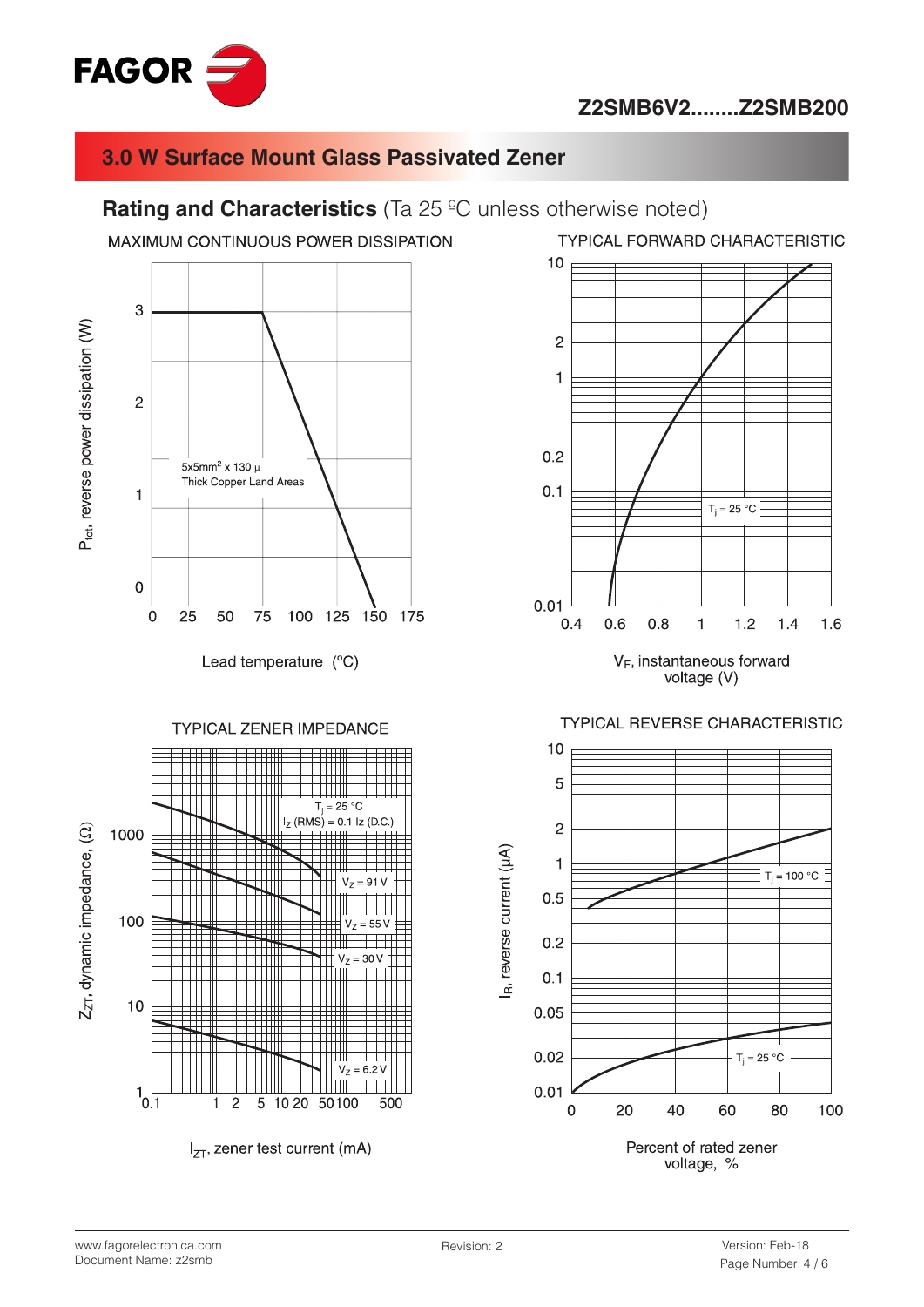# Z2SMB6V2........Z2SMB200

## 3.0 W Surface Mount Glass Passivated Zener

### Rating and Characteristics (Ta 25 ºC unless otherwise noted)

MAXIMUM CONTINUOUS POWER DISSIPATION

$P_{tot}$, reverse power dissipation (W)

5x5mm[2] x 130 µ
Thick Copper Land Areas

Lead temperature (°C)

TYPICAL FORWARD CHARACTERISTIC

$T_j$ = 25 °C

$V_F$, instantaneous forward voltage (V)

TYPICAL ZENER IMPEDANCE

$Z_{ZT}$, dynamic impedance, (Ω)

$T_j$ = 25 °C
$I_Z$ (RMS) = 0.1 Iz (D.C.)

$V_Z$ = 91 V
$V_Z$ = 55 V
$V_Z$ = 30 V
$V_Z$ = 6.2 V

$I_{ZT}$, zener test current (mA)

TYPICAL REVERSE CHARACTERISTIC

$I_R$, reverse current (µA)

$T_j$ = 100 °C
$T_j$ = 25 °C

Percent of rated zener voltage, %

www.fagorelectronica.com
Document Name: z2smb

Revision: 2

Version: Feb-18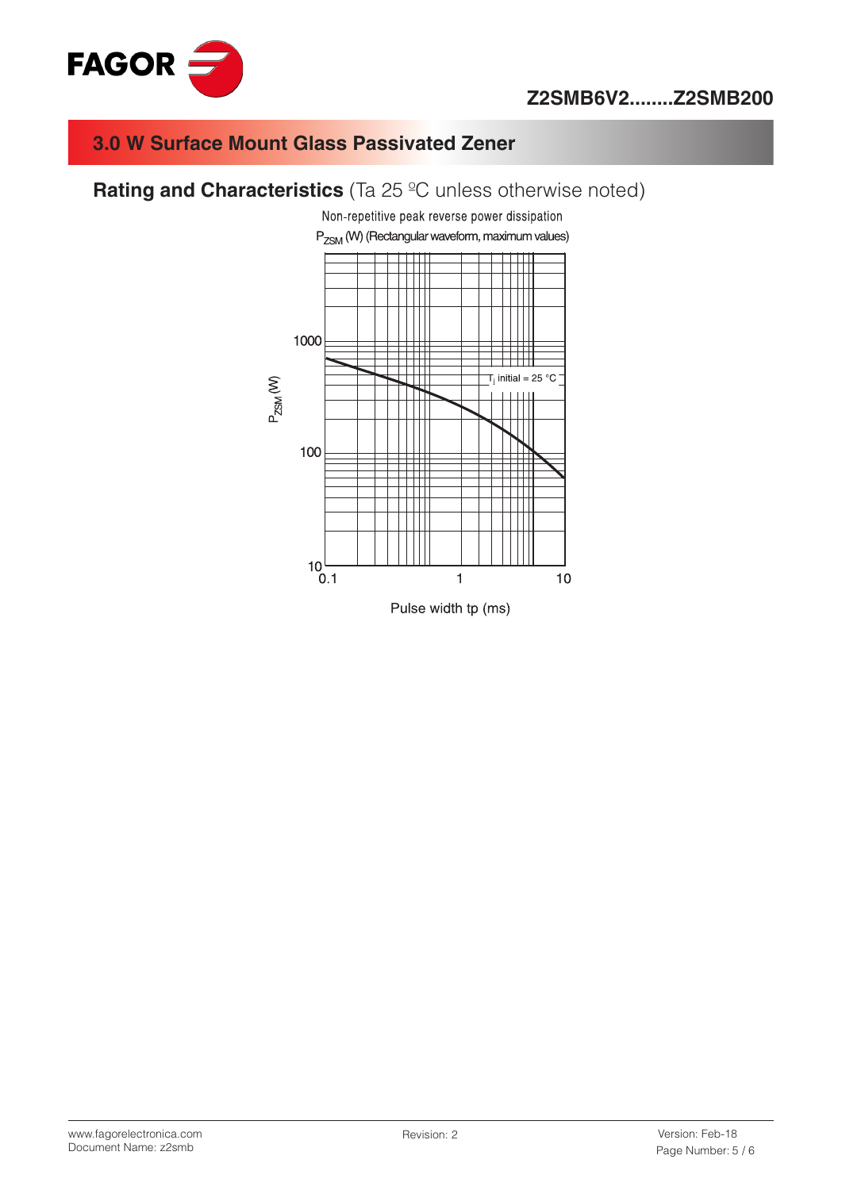## 3.0 W Surface Mount Glass Passivated Zener

### Rating and Characteristics (Ta 25 ºC unless otherwise noted)

Non-repetitive peak reverse power dissipation

$P_{ZSM}$ (W) (Rectangular waveform, maximum values)

$P_{ZSM}$ (W)

1000

100

10

$T_j$ initial = 25 °C

0.1 1 10

Pulse width tp (ms)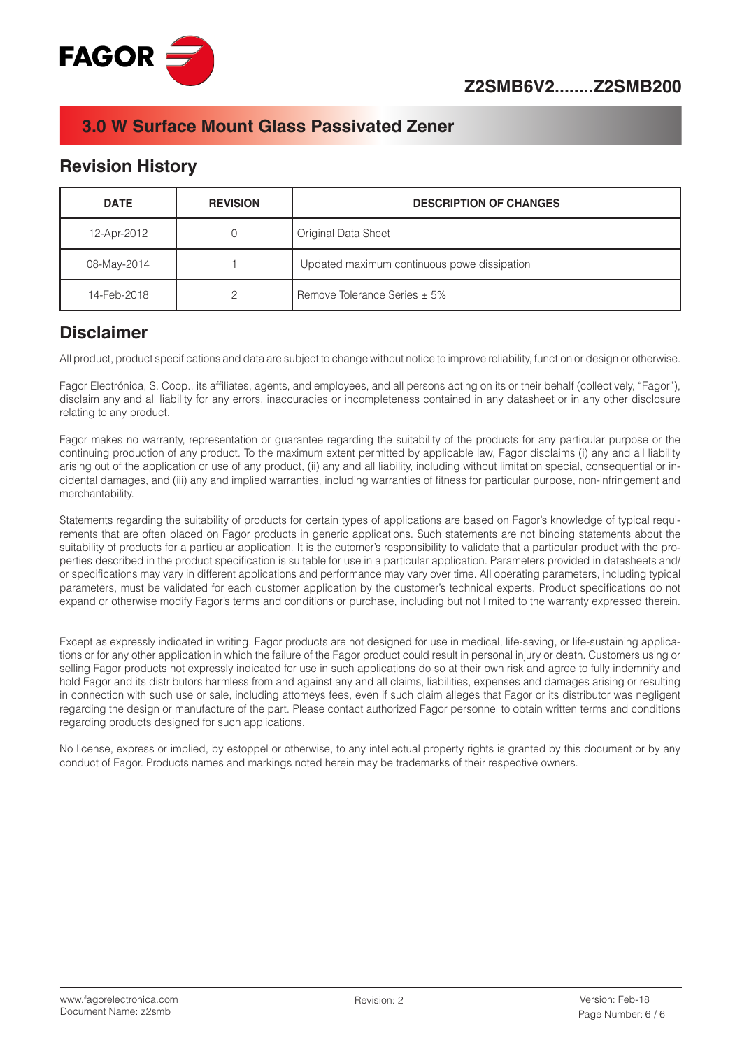## 3.0 W Surface Mount Glass Passivated Zener

## Revision History

| DATE | REVISION | DESCRIPTION OF CHANGES |
|---|---|---|
| 12-Apr-2012 | 0 | Original Data Sheet |
| 08-May-2014 | 1 | Updated maximum continuous powe dissipation |
| 14-Feb-2018 | 2 | Remove Tolerance Series ± 5% |

## Disclaimer

All product, product specifications and data are subject to change without notice to improve reliability, function or design or otherwise.

Fagor Electrónica, S. Coop., its affiliates, agents, and employees, and all persons acting on its or their behalf (collectively, "Fagor"), disclaim any and all liability for any errors, inaccuracies or incompleteness contained in any datasheet or in any other disclosure relating to any product.

Fagor makes no warranty, representation or guarantee regarding the suitability of the products for any particular purpose or the continuing production of any product. To the maximum extent permitted by applicable law, Fagor disclaims (i) any and all liability arising out of the application or use of any product, (ii) any and all liability, including without limitation special, consequential or incidental damages, and (iii) any and implied warranties, including warranties of fitness for particular purpose, non-infringement and merchantability.

Statements regarding the suitability of products for certain types of applications are based on Fagor's knowledge of typical requirements that are often placed on Fagor products in generic applications. Such statements are not binding statements about the suitability of products for a particular application. It is the cutomer's responsibility to validate that a particular product with the properties described in the product specification is suitable for use in a particular application. Parameters provided in datasheets and/or specifications may vary in different applications and performance may vary over time. All operating parameters, including typical parameters, must be validated for each customer application by the customer's technical experts. Product specifications do not expand or otherwise modify Fagor's terms and conditions or purchase, including but not limited to the warranty expressed therein.

Except as expressly indicated in writing. Fagor products are not designed for use in medical, life-saving, or life-sustaining applications or for any other application in which the failure of the Fagor product could result in personal injury or death. Customers using or selling Fagor products not expressly indicated for use in such applications do so at their own risk and agree to fully indemnify and hold Fagor and its distributors harmless from and against any and all claims, liabilities, expenses and damages arising or resulting in connection with such use or sale, including attomeys fees, even if such claim alleges that Fagor or its distributor was negligent regarding the design or manufacture of the part. Please contact authorized Fagor personnel to obtain written terms and conditions regarding products designed for such applications.

No license, express or implied, by estoppel or otherwise, to any intellectual property rights is granted by this document or by any conduct of Fagor. Products names and markings noted herein may be trademarks of their respective owners.